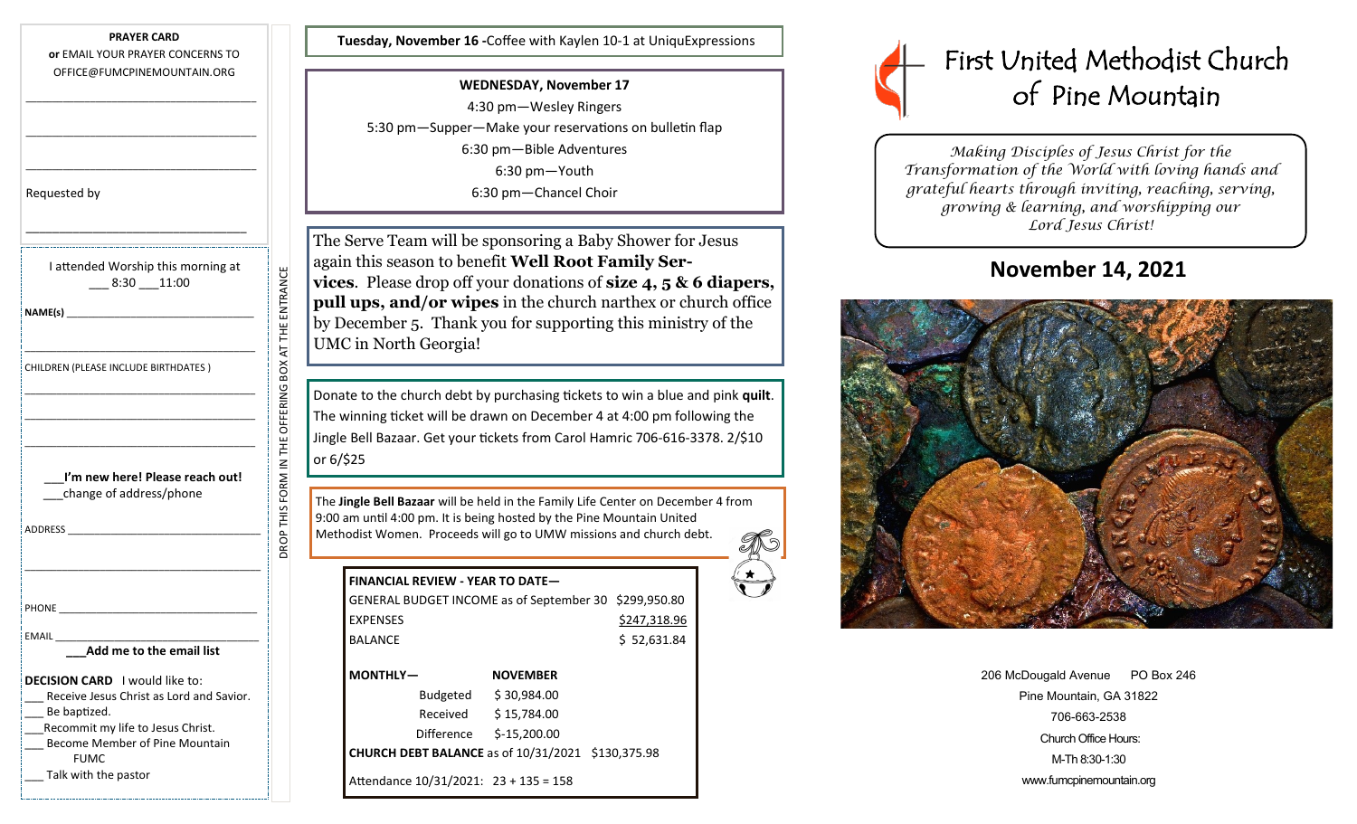**PRAYER CARD**

**or** EMAIL YOUR PRAYER CONCERNS TO OFFICE@FUMCPINEMOUNTAIN.ORG

\_\_\_\_\_\_\_\_\_\_\_\_\_\_\_\_\_\_\_\_\_\_\_\_\_\_\_\_\_\_\_\_\_\_

\_\_\_\_\_\_\_\_\_\_\_\_\_\_\_\_\_\_\_\_\_\_\_\_\_\_\_\_\_\_\_\_\_\_

\_\_\_\_\_\_\_\_\_\_\_\_\_\_\_\_\_\_\_\_\_\_\_\_\_\_\_\_\_\_\_\_\_\_

Requested by

\_\_\_\_\_\_\_\_\_\_\_\_\_\_\_\_\_\_\_\_\_\_\_\_\_\_\_\_\_\_\_\_\_\_

I attended Worship this morning at \_\_\_ 8:30 \_\_\_11:00

**NAME(s)** \_\_\_\_\_\_\_\_\_\_\_\_\_\_\_\_\_\_\_\_\_\_\_\_\_\_\_\_\_\_

\_\_\_\_\_\_\_\_\_\_\_\_\_\_\_\_\_\_\_\_\_\_\_\_\_\_\_\_\_\_\_\_\_\_

CHILDREN (PLEASE INCLUDE BIRTHDATES )

\_\_\_\_\_\_\_\_\_\_\_\_\_\_\_\_\_\_\_\_\_\_\_\_\_\_\_\_\_\_\_\_\_\_

\_\_\_\_\_\_\_\_\_\_\_\_\_\_\_\_\_\_\_\_\_\_\_\_\_\_\_\_\_\_\_\_\_\_

\_\_\_\_\_\_\_\_\_\_\_\_\_\_\_\_\_\_\_\_\_\_\_\_\_\_\_\_\_\_\_\_\_\_

\_\_\_**I'm new here! Please reach out!**

\_\_\_change of address/phone

ADDRESS \_\_\_\_\_\_\_\_\_\_\_\_\_\_\_\_\_\_\_\_\_\_\_\_\_\_\_\_\_\_

\_\_\_\_\_\_\_\_\_\_\_\_\_\_\_\_\_\_\_\_\_\_\_\_\_\_\_\_\_\_\_\_\_\_

PHONE \_\_\_\_\_\_\_\_\_\_\_\_\_\_\_\_\_\_\_\_\_\_\_\_\_\_\_\_\_\_

EMAIL \_\_\_\_\_\_\_\_\_\_\_\_\_\_\_\_\_\_\_\_\_\_\_\_\_\_\_\_\_\_

**\_\_\_Add me to the email list**

**DECISION CARD** I would like to:

- \_\_\_ Receive Jesus Christ as Lord and Savior.
- \_\_\_ Be baptized.
- \_\_\_Recommit my life to Jesus Christ.
- \_\_\_ Become Member of Pine Mountain FUMC
- \_\_\_ Talk with the pastor

DROP THIS FORM IN THE OFFERING BOX AT THE ENTRANCE

**Tuesday, November 16 -**Coffee with Kaylen 10-1 at UniquExpressions

**WEDNESDAY, November 17**

4:30 pm—Wesley Ringers

5:30 pm—Supper—Make your reservations on bulletin flap

6:30 pm—Bible Adventures

6:30 pm—Youth

6:30 pm—Chancel Choir

The Serve Team will be sponsoring a Baby Shower for Jesus again this season to benefit **Well Root Family Services**. Please drop off your donations of **size 4, 5 & 6 diapers, pull ups, and/or wipes** in the church narthex or church office by December 5. Thank you for supporting this ministry of the UMC in North Georgia!

Donate to the church debt by purchasing tickets to win a blue and pink **quilt**. The winning ticket will be drawn on December 4 at 4:00 pm following the Jingle Bell Bazaar. Get your tickets from Carol Hamric 706-616-3378. 2/$10 or 6/$25

The **Jingle Bell Bazaar** will be held in the Family Life Center on December 4 from 9:00 am until 4:00 pm. It is being hosted by the Pine Mountain United Methodist Women. Proceeds will go to UMW missions and church debt.

**FINANCIAL REVIEW - YEAR TO DATE—**

| | |
|---|---|
| GENERAL BUDGET INCOME as of September 30 | $299,950.80 |
| EXPENSES | $247,318.96 |
| BALANCE | $ 52,631.84 |

| **MONTHLY—** | **NOVEMBER** |
|---|---|
| Budgeted | $ 30,984.00 |
| Received | $ 15,784.00 |
| Difference | $-15,200.00 |

**CHURCH DEBT BALANCE** as of 10/31/2021 $130,375.98

Attendance 10/31/2021: 23 + 135 = 158

# First United Methodist Church of Pine Mountain

*Making Disciples of Jesus Christ for the Transformation of the World with loving hands and grateful hearts through inviting, reaching, serving, growing & learning, and worshipping our Lord Jesus Christ!*

## November 14, 2021

206 McDougald Avenue PO Box 246

Pine Mountain, GA 31822

706-663-2538

Church Office Hours:

M-Th 8:30-1:30

www.fumcpinemountain.org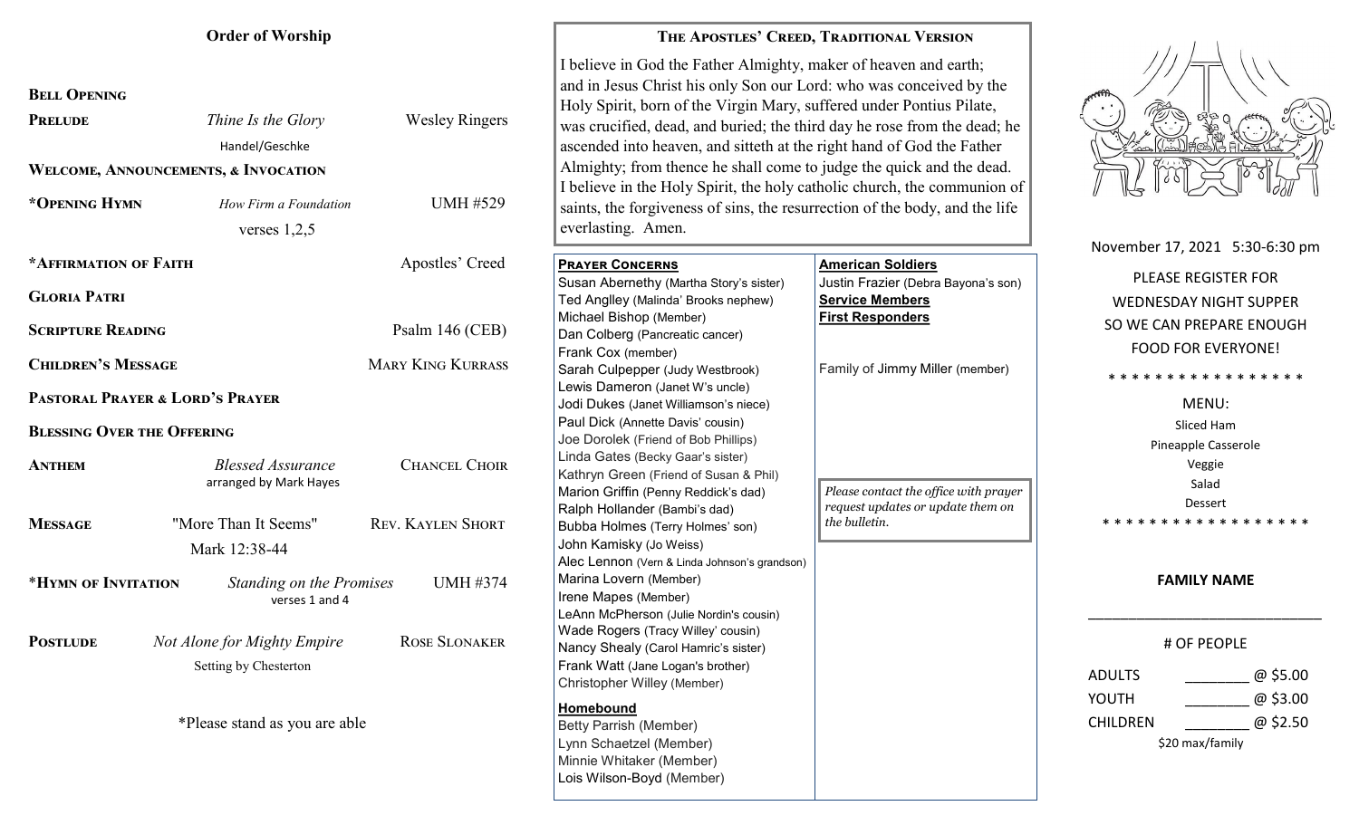## Order of Worship

**Bell Opening**

**Prelude** — *Thine Is the Glory* — Wesley Ringers
Handel/Geschke

**Welcome, Announcements, & Invocation**

**\*Opening Hymn** — *How Firm a Foundation* — UMH #529
verses 1,2,5

**\*Affirmation of Faith** — Apostles' Creed

**Gloria Patri**

**Scripture Reading** — Psalm 146 (CEB)

**Children's Message** — Mary King Kurrass

**Pastoral Prayer & Lord's Prayer**

**Blessing Over the Offering**

**Anthem** — *Blessed Assurance* — Chancel Choir
arranged by Mark Hayes

**Message** — "More Than It Seems" — Rev. Kaylen Short
Mark 12:38-44

**\*Hymn of Invitation** — *Standing on the Promises* — UMH #374
verses 1 and 4

**Postlude** — *Not Alone for Mighty Empire* — Rose Slonaker
Setting by Chesterton

\*Please stand as you are able

## The Apostles' Creed, Traditional Version

I believe in God the Father Almighty, maker of heaven and earth; and in Jesus Christ his only Son our Lord: who was conceived by the Holy Spirit, born of the Virgin Mary, suffered under Pontius Pilate, was crucified, dead, and buried; the third day he rose from the dead; he ascended into heaven, and sitteth at the right hand of God the Father Almighty; from thence he shall come to judge the quick and the dead. I believe in the Holy Spirit, the holy catholic church, the communion of saints, the forgiveness of sins, the resurrection of the body, and the life everlasting. Amen.

**Prayer Concerns**

Susan Abernethy (Martha Story's sister)
Ted Angley (Malinda' Brooks nephew)
Michael Bishop (Member)
Dan Colberg (Pancreatic cancer)
Frank Cox (member)
Sarah Culpepper (Judy Westbrook)
Lewis Dameron (Janet W's uncle)
Jodi Dukes (Janet Williamson's niece)
Paul Dick (Annette Davis' cousin)
Joe Dorolek (Friend of Bob Phillips)
Linda Gates (Becky Gaar's sister)
Kathryn Green (Friend of Susan & Phil)
Marion Griffin (Penny Reddick's dad)
Ralph Hollander (Bambi's dad)
Bubba Holmes (Terry Holmes' son)
John Kamisky (Jo Weiss)
Alec Lennon (Vern & Linda Johnson's grandson)
Marina Lovern (Member)
Irene Mapes (Member)
LeAnn McPherson (Julie Nordin's cousin)
Wade Rogers (Tracy Willey' cousin)
Nancy Shealy (Carol Hamric's sister)
Frank Watt (Jane Logan's brother)
Christopher Willey (Member)

**Homebound**

Betty Parrish (Member)
Lynn Schaetzel (Member)
Minnie Whitaker (Member)
Lois Wilson-Boyd (Member)

**American Soldiers**

Justin Frazier (Debra Bayona's son)

**Service Members**

**First Responders**

Family of Jimmy Miller (member)

*Please contact the office with prayer request updates or update them on the bulletin.*

November 17, 2021 5:30-6:30 pm

PLEASE REGISTER FOR WEDNESDAY NIGHT SUPPER SO WE CAN PREPARE ENOUGH FOOD FOR EVERYONE!

\* \* \* \* \* \* \* \* \* \* \* \* \* \* \* \* \*

MENU:
Sliced Ham
Pineapple Casserole
Veggie
Salad
Dessert

\* \* \* \* \* \* \* \* \* \* \* \* \* \* \* \* \*

**FAMILY NAME**

\_\_\_\_\_\_\_\_\_\_\_\_\_\_\_\_\_\_\_\_\_\_\_\_\_\_\_\_\_\_

OF PEOPLE

| | | |
|---|---|---|
| ADULTS | \_\_\_\_\_\_\_\_ | @ $5.00 |
| YOUTH | \_\_\_\_\_\_\_\_ | @ $3.00 |
| CHILDREN | \_\_\_\_\_\_\_\_ | @ $2.50 |

$20 max/family